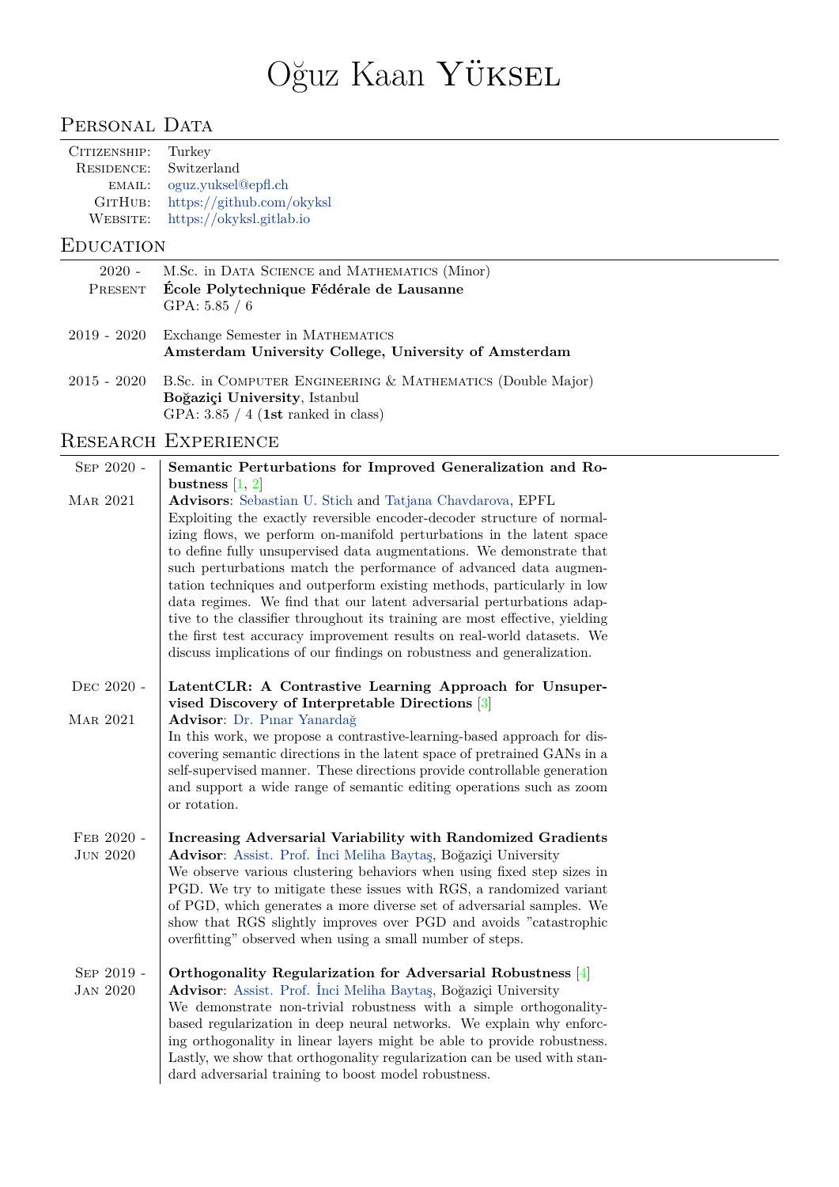# Oğuz Kaan Yüksel

## Personal Data

- **Citizenship:** Turkey
- **Residence:** Switzerland
- **email:** oguz.yuksel@epfl.ch
- **GitHub:** https://github.com/okyksl
- **Website:** https://okyksl.gitlab.io

## Education

**2020 - Present**
M.Sc. in Data Science and Mathematics (Minor)
**École Polytechnique Fédérale de Lausanne**
GPA: 5.85 / 6

**2019 - 2020**
Exchange Semester in Mathematics
**Amsterdam University College, University of Amsterdam**

**2015 - 2020**
B.Sc. in Computer Engineering & Mathematics (Double Major)
**Boğaziçi University**, Istanbul
GPA: 3.85 / 4 (**1st** ranked in class)

## Research Experience

**Sep 2020 - Mar 2021**
**Semantic Perturbations for Improved Generalization and Robustness** [1, 2]
**Advisors**: Sebastian U. Stich and Tatjana Chavdarova, EPFL
Exploiting the exactly reversible encoder-decoder structure of normalizing flows, we perform on-manifold perturbations in the latent space to define fully unsupervised data augmentations. We demonstrate that such perturbations match the performance of advanced data augmentation techniques and outperform existing methods, particularly in low data regimes. We find that our latent adversarial perturbations adaptive to the classifier throughout its training are most effective, yielding the first test accuracy improvement results on real-world datasets. We discuss implications of our findings on robustness and generalization.

**Dec 2020 - Mar 2021**
**LatentCLR: A Contrastive Learning Approach for Unsupervised Discovery of Interpretable Directions** [3]
**Advisor**: Dr. Pınar Yanardağ
In this work, we propose a contrastive-learning-based approach for discovering semantic directions in the latent space of pretrained GANs in a self-supervised manner. These directions provide controllable generation and support a wide range of semantic editing operations such as zoom or rotation.

**Feb 2020 - Jun 2020**
**Increasing Adversarial Variability with Randomized Gradients**
**Advisor**: Assist. Prof. İnci Meliha Baytaş, Boğaziçi University
We observe various clustering behaviors when using fixed step sizes in PGD. We try to mitigate these issues with RGS, a randomized variant of PGD, which generates a more diverse set of adversarial samples. We show that RGS slightly improves over PGD and avoids "catastrophic overfitting" observed when using a small number of steps.

**Sep 2019 - Jan 2020**
**Orthogonality Regularization for Adversarial Robustness** [4]
**Advisor**: Assist. Prof. İnci Meliha Baytaş, Boğaziçi University
We demonstrate non-trivial robustness with a simple orthogonality-based regularization in deep neural networks. We explain why enforcing orthogonality in linear layers might be able to provide robustness. Lastly, we show that orthogonality regularization can be used with standard adversarial training to boost model robustness.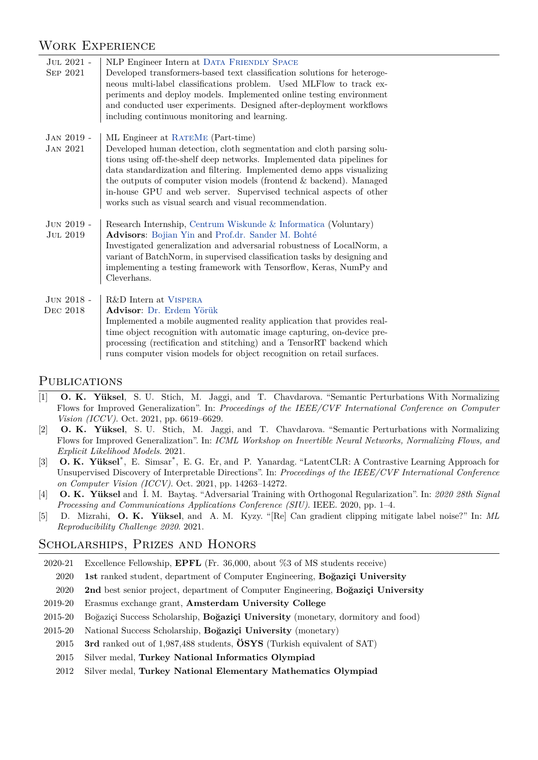## Work Experience

**Jul 2021 - Sep 2021**
NLP Engineer Intern at Data Friendly Space
Developed transformers-based text classification solutions for heterogeneous multi-label classifications problem. Used MLFlow to track experiments and deploy models. Implemented online testing environment and conducted user experiments. Designed after-deployment workflows including continuous monitoring and learning.

**Jan 2019 - Jan 2021**
ML Engineer at RateMe (Part-time)
Developed human detection, cloth segmentation and cloth parsing solutions using off-the-shelf deep networks. Implemented data pipelines for data standardization and filtering. Implemented demo apps visualizing the outputs of computer vision models (frontend & backend). Managed in-house GPU and web server. Supervised technical aspects of other works such as visual search and visual recommendation.

**Jun 2019 - Jul 2019**
Research Internship, Centrum Wiskunde & Informatica (Voluntary)
**Advisors**: Bojian Yin and Prof.dr. Sander M. Bohté
Investigated generalization and adversarial robustness of LocalNorm, a variant of BatchNorm, in supervised classification tasks by designing and implementing a testing framework with Tensorflow, Keras, NumPy and Cleverhans.

**Jun 2018 - Dec 2018**
R&D Intern at Vispera
**Advisor**: Dr. Erdem Yörük
Implemented a mobile augmented reality application that provides real-time object recognition with automatic image capturing, on-device pre-processing (rectification and stitching) and a TensorRT backend which runs computer vision models for object recognition on retail surfaces.

## Publications

[1] **O. K. Yüksel**, S. U. Stich, M. Jaggi, and T. Chavdarova. "Semantic Perturbations With Normalizing Flows for Improved Generalization". In: *Proceedings of the IEEE/CVF International Conference on Computer Vision (ICCV)*. Oct. 2021, pp. 6619–6629.

[2] **O. K. Yüksel**, S. U. Stich, M. Jaggi, and T. Chavdarova. "Semantic Perturbations with Normalizing Flows for Improved Generalization". In: *ICML Workshop on Invertible Neural Networks, Normalizing Flows, and Explicit Likelihood Models*. 2021.

[3] **O. K. Yüksel**\*, E. Simsar\*, E. G. Er, and P. Yanardag. "LatentCLR: A Contrastive Learning Approach for Unsupervised Discovery of Interpretable Directions". In: *Proceedings of the IEEE/CVF International Conference on Computer Vision (ICCV)*. Oct. 2021, pp. 14263–14272.

[4] **O. K. Yüksel** and İ. M. Baytaş. "Adversarial Training with Orthogonal Regularization". In: *2020 28th Signal Processing and Communications Applications Conference (SIU)*. IEEE. 2020, pp. 1–4.

[5] D. Mizrahi, **O. K. Yüksel**, and A. M. Kyzy. "[Re] Can gradient clipping mitigate label noise?" In: *ML Reproducibility Challenge 2020*. 2021.

## Scholarships, Prizes and Honors

- 2020-21 Excellence Fellowship, **EPFL** (Fr. 36,000, about %3 of MS students receive)
- 2020 **1st** ranked student, department of Computer Engineering, **Boğaziçi University**
- 2020 **2nd** best senior project, department of Computer Engineering, **Boğaziçi University**
- 2019-20 Erasmus exchange grant, **Amsterdam University College**
- 2015-20 Boğaziçi Success Scholarship, **Boğaziçi University** (monetary, dormitory and food)
- 2015-20 National Success Scholarship, **Boğaziçi University** (monetary)
- 2015 **3rd** ranked out of 1,987,488 students, **ÖSYS** (Turkish equivalent of SAT)
- 2015 Silver medal, **Turkey National Informatics Olympiad**
- 2012 Silver medal, **Turkey National Elementary Mathematics Olympiad**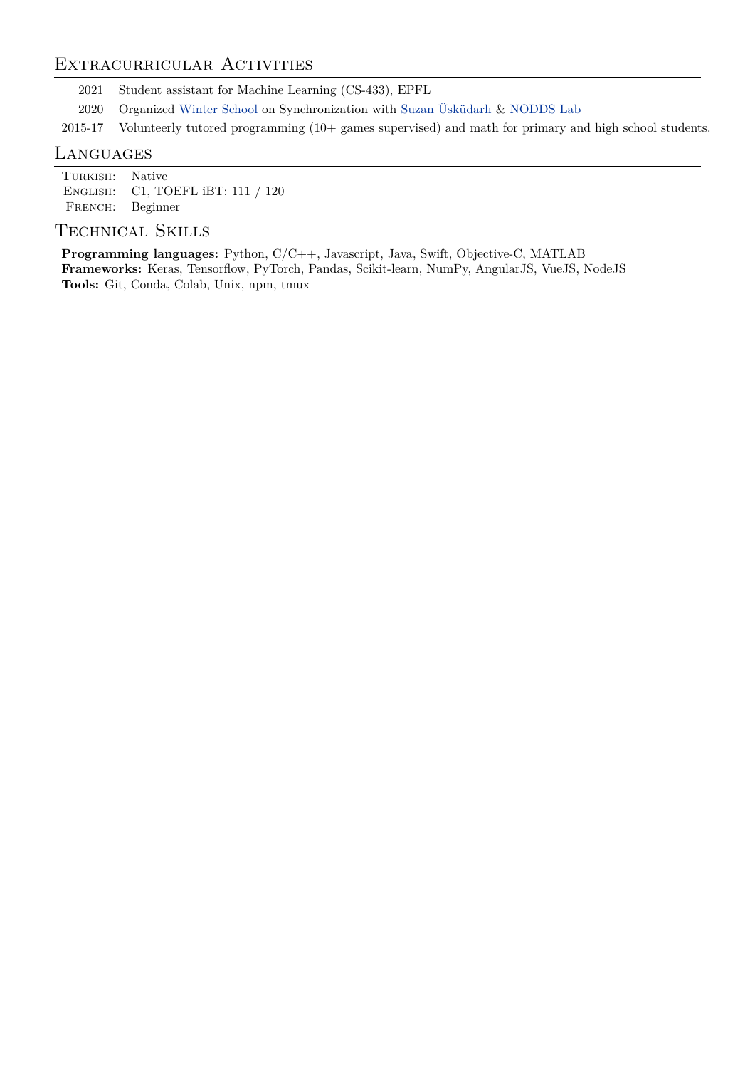## Extracurricular Activities

| | |
|---|---|
| 2021 | Student assistant for Machine Learning (CS-433), EPFL |
| 2020 | Organized Winter School on Synchronization with Suzan Üsküdarlı & NODDS Lab |
| 2015-17 | Volunteerly tutored programming (10+ games supervised) and math for primary and high school students. |

## Languages

| | |
|---|---|
| Turkish: | Native |
| English: | C1, TOEFL iBT: 111 / 120 |
| French: | Beginner |

## Technical Skills

**Programming languages:** Python, C/C++, Javascript, Java, Swift, Objective-C, MATLAB
**Frameworks:** Keras, Tensorflow, PyTorch, Pandas, Scikit-learn, NumPy, AngularJS, VueJS, NodeJS
**Tools:** Git, Conda, Colab, Unix, npm, tmux